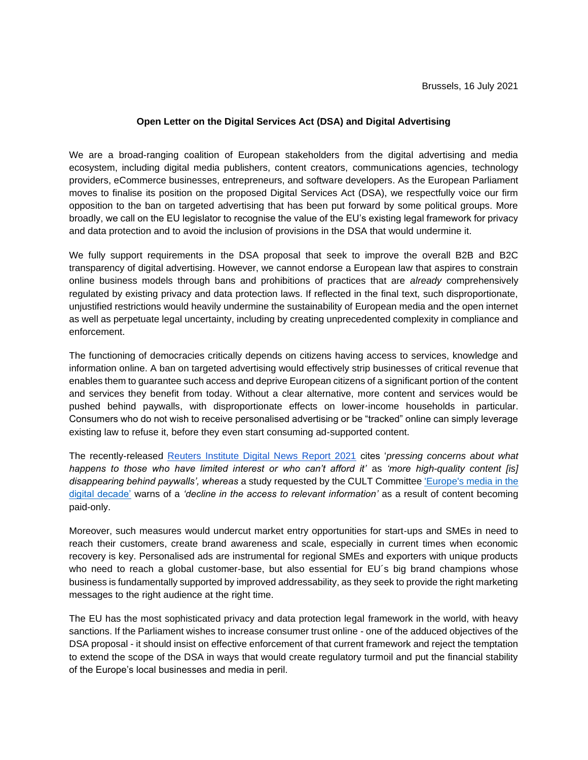Brussels, 16 July 2021

**Open Letter on the Digital Services Act (DSA) and Digital Advertising**

We are a broad-ranging coalition of European stakeholders from the digital advertising and media ecosystem, including digital media publishers, content creators, communications agencies, technology providers, eCommerce businesses, entrepreneurs, and software developers. As the European Parliament moves to finalise its position on the proposed Digital Services Act (DSA), we respectfully voice our firm opposition to the ban on targeted advertising that has been put forward by some political groups. More broadly, we call on the EU legislator to recognise the value of the EU's existing legal framework for privacy and data protection and to avoid the inclusion of provisions in the DSA that would undermine it.

We fully support requirements in the DSA proposal that seek to improve the overall B2B and B2C transparency of digital advertising. However, we cannot endorse a European law that aspires to constrain online business models through bans and prohibitions of practices that are *already* comprehensively regulated by existing privacy and data protection laws. If reflected in the final text, such disproportionate, unjustified restrictions would heavily undermine the sustainability of European media and the open internet as well as perpetuate legal uncertainty, including by creating unprecedented complexity in compliance and enforcement.

The functioning of democracies critically depends on citizens having access to services, knowledge and information online. A ban on targeted advertising would effectively strip businesses of critical revenue that enables them to guarantee such access and deprive European citizens of a significant portion of the content and services they benefit from today. Without a clear alternative, more content and services would be pushed behind paywalls, with disproportionate effects on lower-income households in particular. Consumers who do not wish to receive personalised advertising or be "tracked" online can simply leverage existing law to refuse it, before they even start consuming ad-supported content.

The recently-released Reuters Institute Digital News Report 2021 cites '*pressing concerns about what happens to those who have limited interest or who can't afford it'* as *'more high-quality content [is] disappearing behind paywalls', whereas* a study requested by the CULT Committee 'Europe's media in the digital decade' warns of a *'decline in the access to relevant information'* as a result of content becoming paid-only.

Moreover, such measures would undercut market entry opportunities for start-ups and SMEs in need to reach their customers, create brand awareness and scale, especially in current times when economic recovery is key. Personalised ads are instrumental for regional SMEs and exporters with unique products who need to reach a global customer-base, but also essential for EU´s big brand champions whose business is fundamentally supported by improved addressability, as they seek to provide the right marketing messages to the right audience at the right time.

The EU has the most sophisticated privacy and data protection legal framework in the world, with heavy sanctions. If the Parliament wishes to increase consumer trust online - one of the adduced objectives of the DSA proposal - it should insist on effective enforcement of that current framework and reject the temptation to extend the scope of the DSA in ways that would create regulatory turmoil and put the financial stability of the Europe's local businesses and media in peril.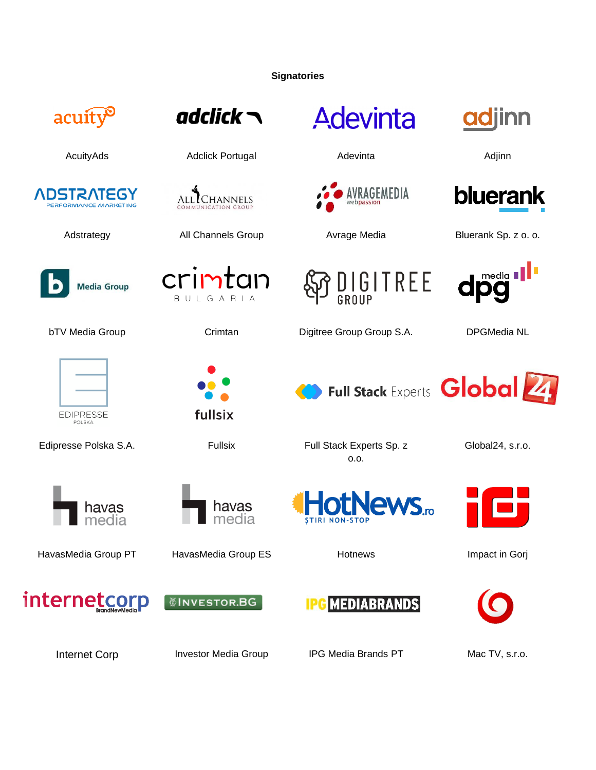**Signatories**

| | | | |
|---|---|---|---|
| AcuityAds | Adclick Portugal | Adevinta | Adjinn |
| Adstrategy | All Channels Group | Avrage Media | Bluerank Sp. z o. o. |
| bTV Media Group | Crimtan | Digitree Group Group S.A. | DPGMedia NL |
| Edipresse Polska S.A. | Fullsix | Full Stack Experts Sp. z o.o. | Global24, s.r.o. |
| HavasMedia Group PT | HavasMedia Group ES | Hotnews | Impact in Gorj |
| Internet Corp | Investor Media Group | IPG Media Brands PT | Mac TV, s.r.o. |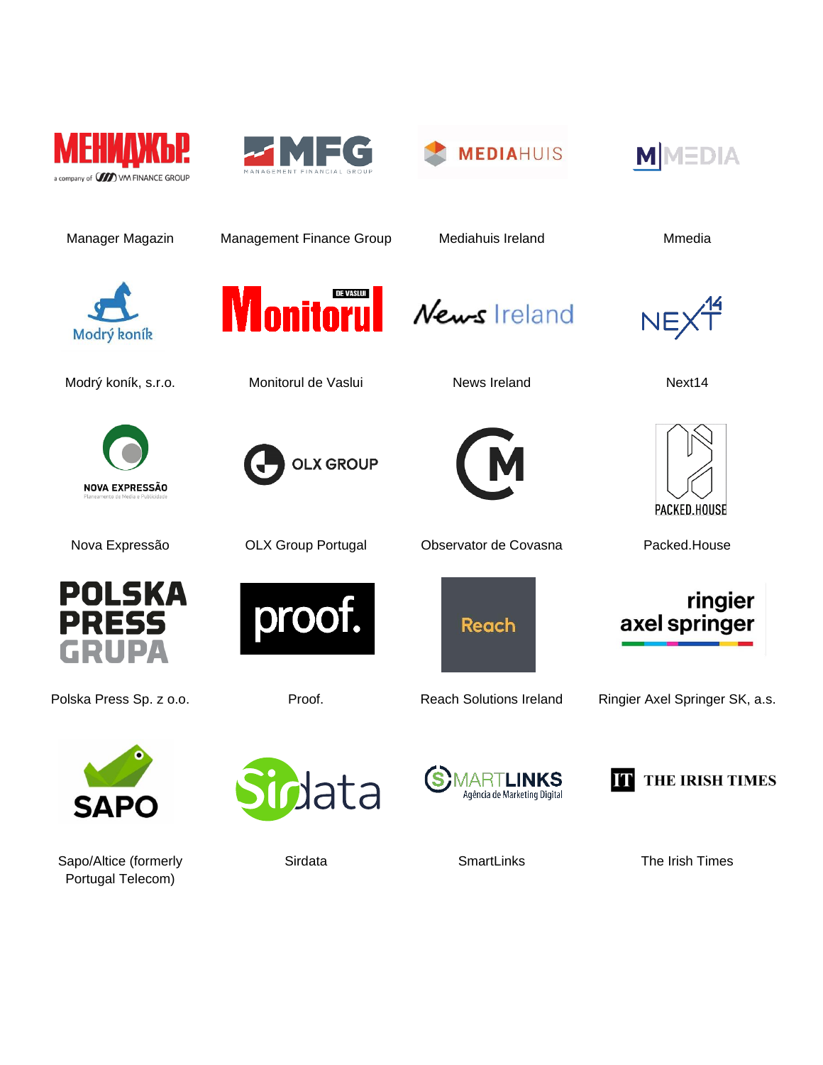| | | | |
|---|---|---|---|
| Manager Magazin | Management Finance Group | Mediahuis Ireland | Mmedia |
| Modrý koník, s.r.o. | Monitorul de Vaslui | News Ireland | Next14 |
| Nova Expressão | OLX Group Portugal | Observator de Covasna | Packed.House |
| Polska Press Sp. z o.o. | Proof. | Reach Solutions Ireland | Ringier Axel Springer SK, a.s. |
| Sapo/Altice (formerly Portugal Telecom) | Sirdata | SmartLinks | The Irish Times |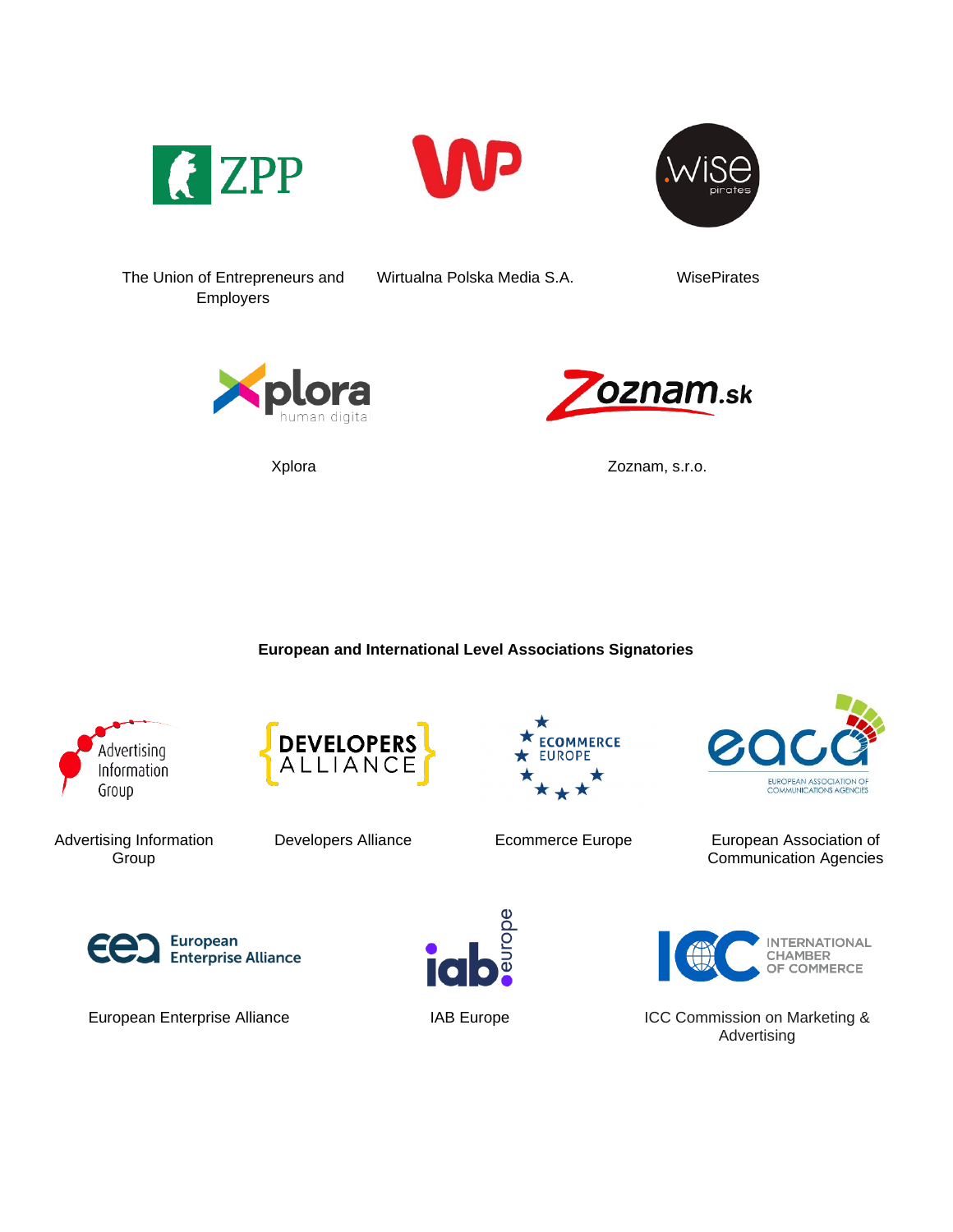The Union of Entrepreneurs and Employers

Wirtualna Polska Media S.A.

WisePirates

Xplora

Zoznam, s.r.o.

**European and International Level Associations Signatories**

Advertising Information Group

Developers Alliance

Ecommerce Europe

European Association of Communication Agencies

European Enterprise Alliance

IAB Europe

ICC Commission on Marketing & Advertising